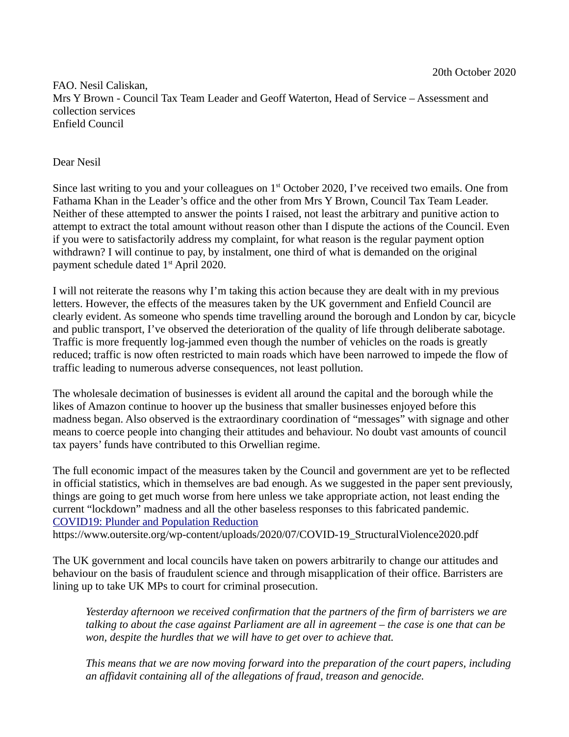20th October 2020

FAO. Nesil Caliskan,
Mrs Y Brown - Council Tax Team Leader and Geoff Waterton, Head of Service – Assessment and collection services
Enfield Council

Dear Nesil

Since last writing to you and your colleagues on 1st October 2020, I've received two emails. One from Fathama Khan in the Leader's office and the other from Mrs Y Brown, Council Tax Team Leader. Neither of these attempted to answer the points I raised, not least the arbitrary and punitive action to attempt to extract the total amount without reason other than I dispute the actions of the Council. Even if you were to satisfactorily address my complaint, for what reason is the regular payment option withdrawn? I will continue to pay, by instalment, one third of what is demanded on the original payment schedule dated 1st April 2020.

I will not reiterate the reasons why I'm taking this action because they are dealt with in my previous letters. However, the effects of the measures taken by the UK government and Enfield Council are clearly evident. As someone who spends time travelling around the borough and London by car, bicycle and public transport, I've observed the deterioration of the quality of life through deliberate sabotage. Traffic is more frequently log-jammed even though the number of vehicles on the roads is greatly reduced; traffic is now often restricted to main roads which have been narrowed to impede the flow of traffic leading to numerous adverse consequences, not least pollution.

The wholesale decimation of businesses is evident all around the capital and the borough while the likes of Amazon continue to hoover up the business that smaller businesses enjoyed before this madness began. Also observed is the extraordinary coordination of "messages" with signage and other means to coerce people into changing their attitudes and behaviour. No doubt vast amounts of council tax payers' funds have contributed to this Orwellian regime.

The full economic impact of the measures taken by the Council and government are yet to be reflected in official statistics, which in themselves are bad enough. As we suggested in the paper sent previously, things are going to get much worse from here unless we take appropriate action, not least ending the current "lockdown" madness and all the other baseless responses to this fabricated pandemic.
[COVID19: Plunder and Population Reduction](https://www.outersite.org/wp-content/uploads/2020/07/COVID-19_StructuralViolence2020.pdf)
https://www.outersite.org/wp-content/uploads/2020/07/COVID-19_StructuralViolence2020.pdf

The UK government and local councils have taken on powers arbitrarily to change our attitudes and behaviour on the basis of fraudulent science and through misapplication of their office. Barristers are lining up to take UK MPs to court for criminal prosecution.

> *Yesterday afternoon we received confirmation that the partners of the firm of barristers we are talking to about the case against Parliament are all in agreement – the case is one that can be won, despite the hurdles that we will have to get over to achieve that.*
>
> *This means that we are now moving forward into the preparation of the court papers, including an affidavit containing all of the allegations of fraud, treason and genocide.*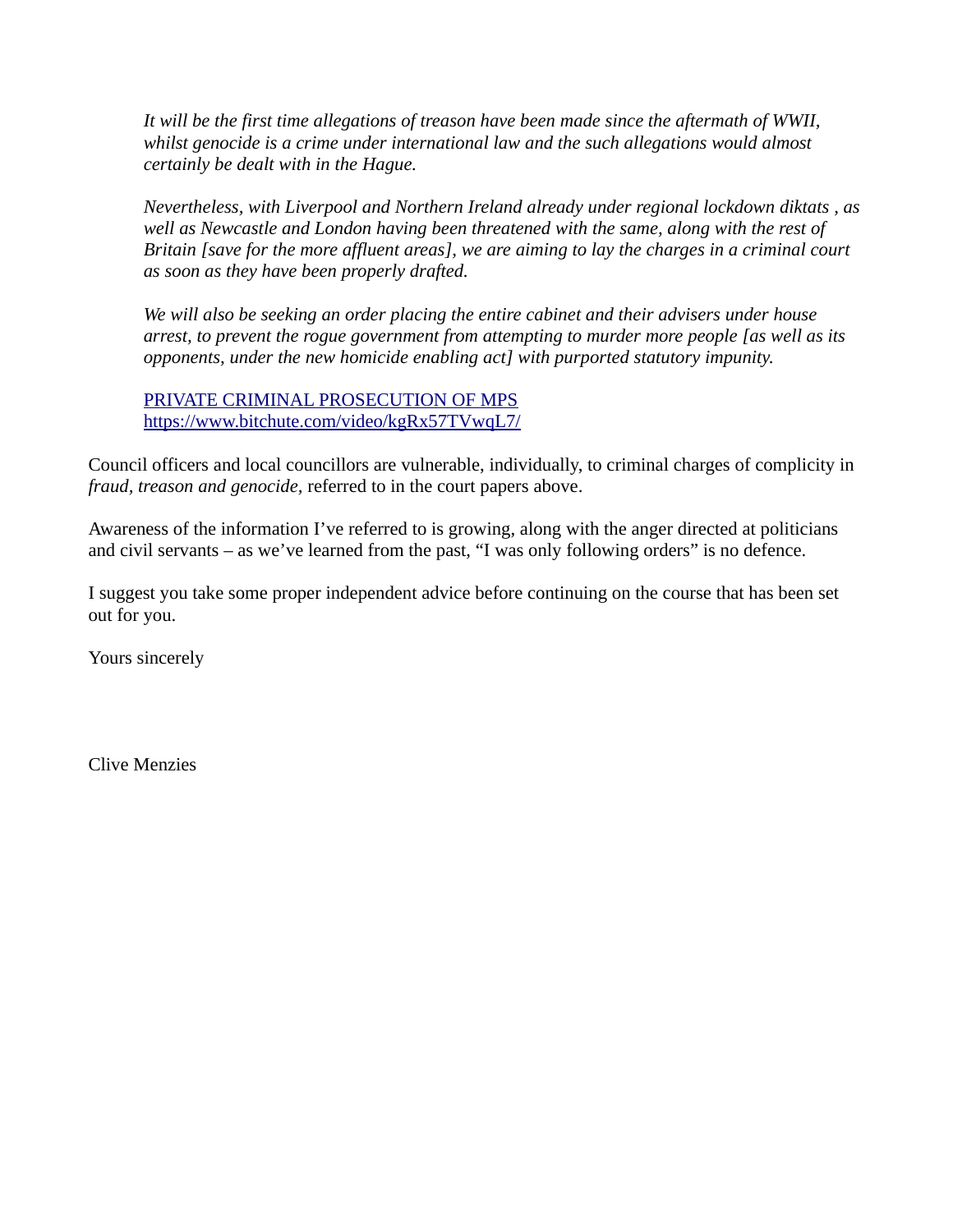> *It will be the first time allegations of treason have been made since the aftermath of WWII, whilst genocide is a crime under international law and the such allegations would almost certainly be dealt with in the Hague.*
>
> *Nevertheless, with Liverpool and Northern Ireland already under regional lockdown diktats , as well as Newcastle and London having been threatened with the same, along with the rest of Britain [save for the more affluent areas], we are aiming to lay the charges in a criminal court as soon as they have been properly drafted.*
>
> *We will also be seeking an order placing the entire cabinet and their advisers under house arrest, to prevent the rogue government from attempting to murder more people [as well as its opponents, under the new homicide enabling act] with purported statutory impunity.*
>
> [PRIVATE CRIMINAL PROSECUTION OF MPS](https://www.bitchute.com/video/kgRx57TVwqL7/)
> https://www.bitchute.com/video/kgRx57TVwqL7/

Council officers and local councillors are vulnerable, individually, to criminal charges of complicity in *fraud, treason and genocide*, referred to in the court papers above.

Awareness of the information I've referred to is growing, along with the anger directed at politicians and civil servants – as we've learned from the past, "I was only following orders" is no defence.

I suggest you take some proper independent advice before continuing on the course that has been set out for you.

Yours sincerely

Clive Menzies